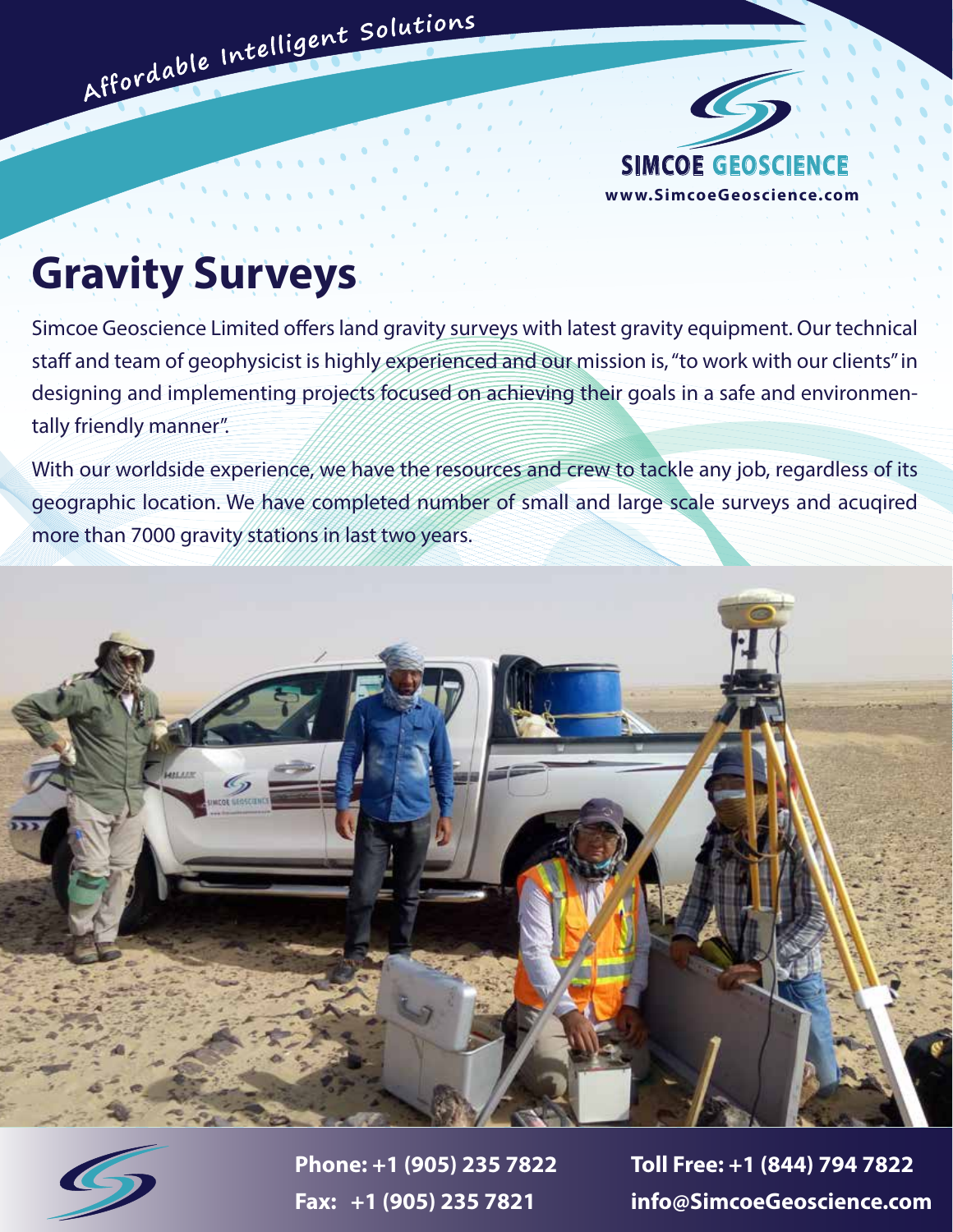Affordable Intelligent Solutions

SIMCOE GEOSCIENCE

www.SimcoeGeoscience.com

# Gravity Surveys

Simcoe Geoscience Limited offers land gravity surveys with latest gravity equipment. Our technical staff and team of geophysicist is highly experienced and our mission is, "to work with our clients" in designing and implementing projects focused on achieving their goals in a safe and environmentally friendly manner".

With our worldside experience, we have the resources and crew to tackle any job, regardless of its geographic location. We have completed number of small and large scale surveys and acuqired more than 7000 gravity stations in last two years.

**Phone: +1 (905) 235 7822**
**Fax: +1 (905) 235 7821**

**Toll Free: +1 (844) 794 7822**
**info@SimcoeGeoscience.com**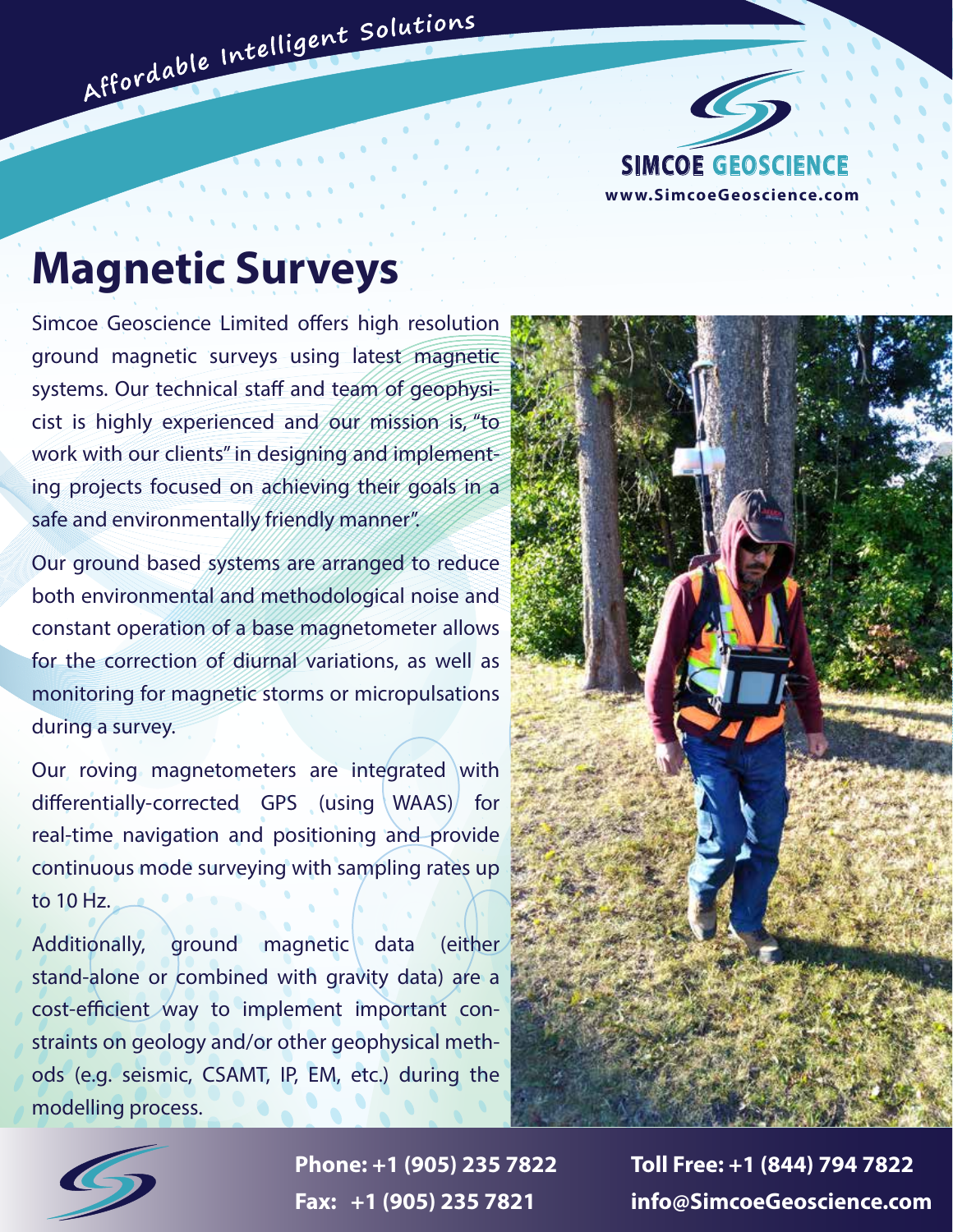Affordable Intelligent Solutions

SIMCOE GEOSCIENCE
www.SimcoeGeoscience.com

# Magnetic Surveys

Simcoe Geoscience Limited offers high resolution ground magnetic surveys using latest magnetic systems. Our technical staff and team of geophysicist is highly experienced and our mission is, "to work with our clients" in designing and implementing projects focused on achieving their goals in a safe and environmentally friendly manner".

Our ground based systems are arranged to reduce both environmental and methodological noise and constant operation of a base magnetometer allows for the correction of diurnal variations, as well as monitoring for magnetic storms or micropulsations during a survey.

Our roving magnetometers are integrated with differentially-corrected GPS (using WAAS) for real-time navigation and positioning and provide continuous mode surveying with sampling rates up to 10 Hz.

Additionally, ground magnetic data (either stand-alone or combined with gravity data) are a cost-efficient way to implement important constraints on geology and/or other geophysical methods (e.g. seismic, CSAMT, IP, EM, etc.) during the modelling process.

**Phone: +1 (905) 235 7822**
**Fax: +1 (905) 235 7821**

**Toll Free: +1 (844) 794 7822**
**info@SimcoeGeoscience.com**